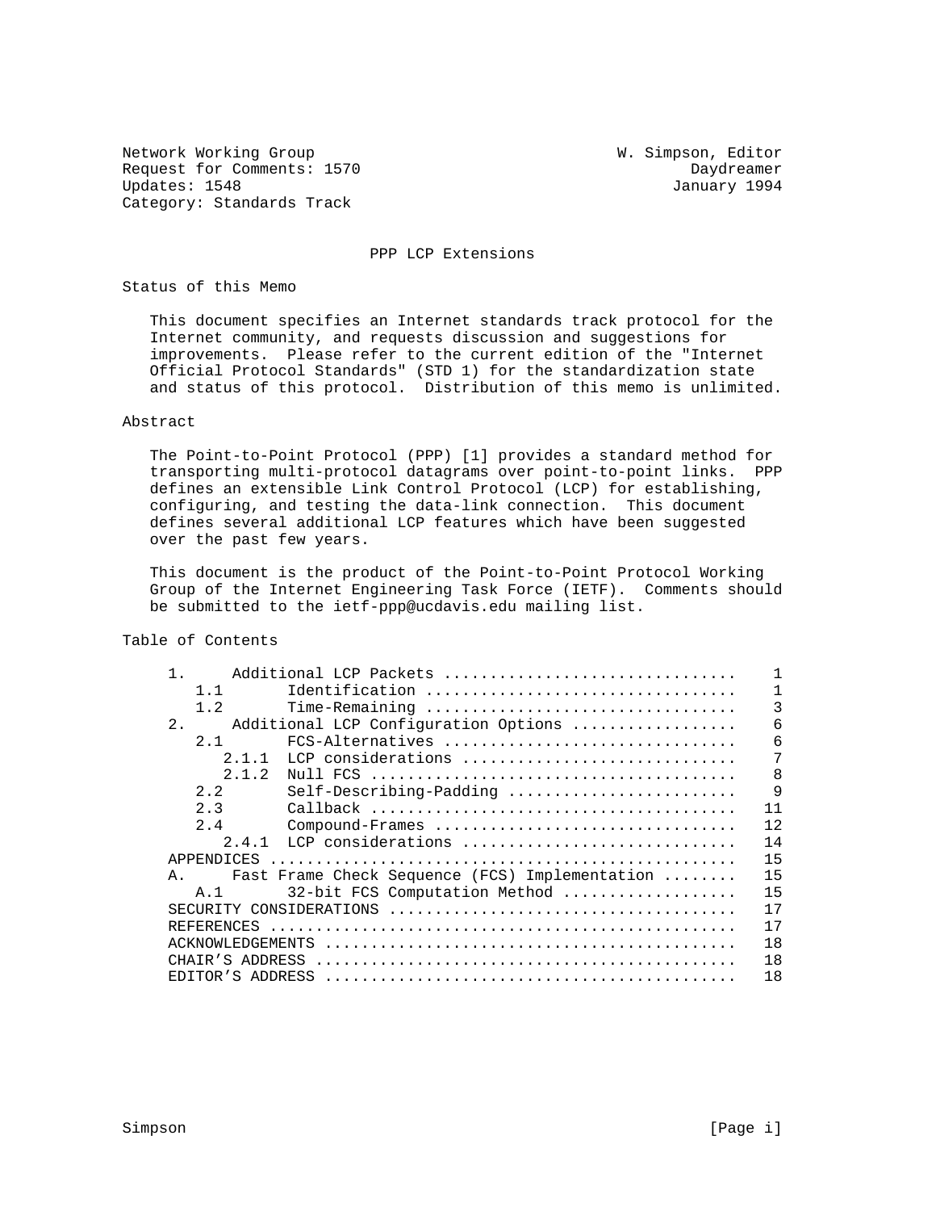Network Working Group W. Simpson, Editor
Request for Comments: 1570 Daydreamer
Updates: 1548 January 1994
Category: Standards Track

# PPP LCP Extensions

## Status of this Memo

This document specifies an Internet standards track protocol for the Internet community, and requests discussion and suggestions for improvements. Please refer to the current edition of the "Internet Official Protocol Standards" (STD 1) for the standardization state and status of this protocol. Distribution of this memo is unlimited.

## Abstract

The Point-to-Point Protocol (PPP) [1] provides a standard method for transporting multi-protocol datagrams over point-to-point links. PPP defines an extensible Link Control Protocol (LCP) for establishing, configuring, and testing the data-link connection. This document defines several additional LCP features which have been suggested over the past few years.

This document is the product of the Point-to-Point Protocol Working Group of the Internet Engineering Task Force (IETF). Comments should be submitted to the ietf-ppp@ucdavis.edu mailing list.

## Table of Contents

```
     1.     Additional LCP Packets ...............................    1
        1.1       Identification .................................    1
        1.2       Time-Remaining .................................    3
     2.     Additional LCP Configuration Options .................    6
        2.1       FCS-Alternatives ...............................    6
           2.1.1  LCP considerations .............................    7
           2.1.2  Null FCS .......................................    8
        2.2       Self-Describing-Padding ........................    9
        2.3       Callback .......................................   11
        2.4       Compound-Frames ................................   12
           2.4.1  LCP considerations .............................   14
     APPENDICES ..................................................   15
     A.     Fast Frame Check Sequence (FCS) Implementation ........   15
        A.1       32-bit FCS Computation Method ..................   15
     SECURITY CONSIDERATIONS .....................................   17
     REFERENCES ..................................................   17
     ACKNOWLEDGEMENTS ............................................   18
     CHAIR'S ADDRESS .............................................   18
     EDITOR'S ADDRESS ............................................   18
```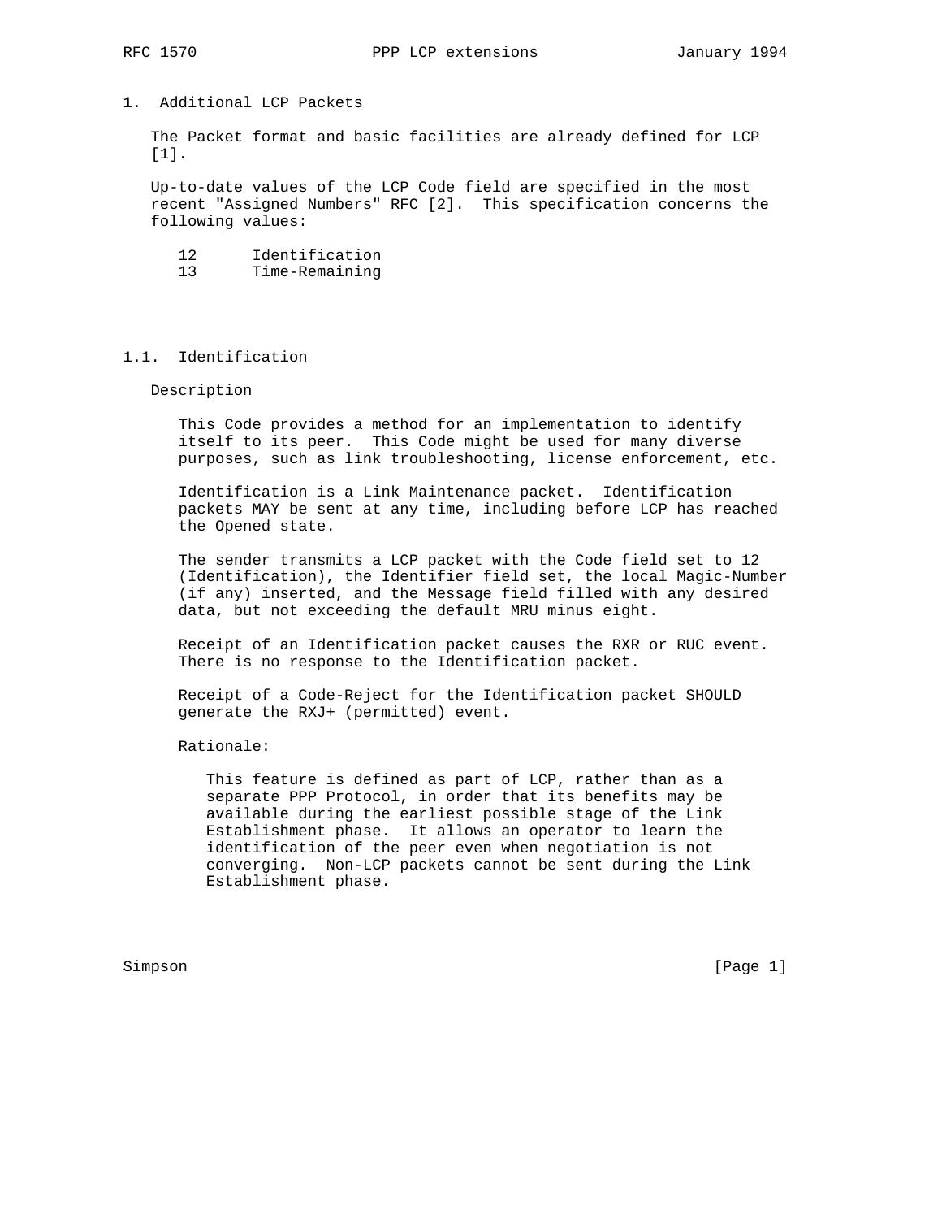# 1. Additional LCP Packets

The Packet format and basic facilities are already defined for LCP [1].

Up-to-date values of the LCP Code field are specified in the most recent "Assigned Numbers" RFC [2]. This specification concerns the following values:

```
12      Identification
13      Time-Remaining
```

## 1.1. Identification

Description

This Code provides a method for an implementation to identify itself to its peer. This Code might be used for many diverse purposes, such as link troubleshooting, license enforcement, etc.

Identification is a Link Maintenance packet. Identification packets MAY be sent at any time, including before LCP has reached the Opened state.

The sender transmits a LCP packet with the Code field set to 12 (Identification), the Identifier field set, the local Magic-Number (if any) inserted, and the Message field filled with any desired data, but not exceeding the default MRU minus eight.

Receipt of an Identification packet causes the RXR or RUC event. There is no response to the Identification packet.

Receipt of a Code-Reject for the Identification packet SHOULD generate the RXJ+ (permitted) event.

Rationale:

This feature is defined as part of LCP, rather than as a separate PPP Protocol, in order that its benefits may be available during the earliest possible stage of the Link Establishment phase. It allows an operator to learn the identification of the peer even when negotiation is not converging. Non-LCP packets cannot be sent during the Link Establishment phase.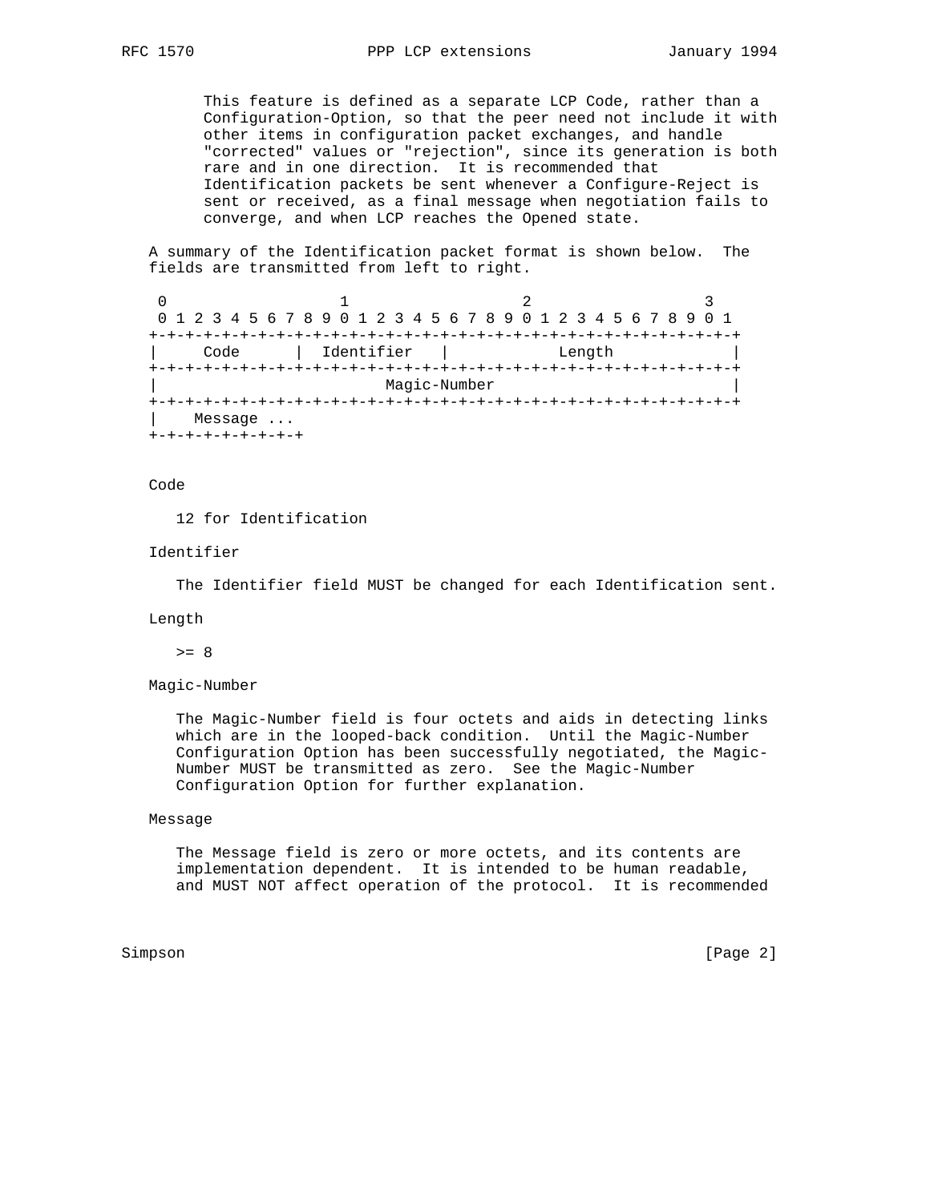This feature is defined as a separate LCP Code, rather than a Configuration-Option, so that the peer need not include it with other items in configuration packet exchanges, and handle "corrected" values or "rejection", since its generation is both rare and in one direction. It is recommended that Identification packets be sent whenever a Configure-Reject is sent or received, as a final message when negotiation fails to converge, and when LCP reaches the Opened state.

A summary of the Identification packet format is shown below. The fields are transmitted from left to right.

```
 0                   1                   2                   3
 0 1 2 3 4 5 6 7 8 9 0 1 2 3 4 5 6 7 8 9 0 1 2 3 4 5 6 7 8 9 0 1
+-+-+-+-+-+-+-+-+-+-+-+-+-+-+-+-+-+-+-+-+-+-+-+-+-+-+-+-+-+-+-+-+
|     Code      |  Identifier   |            Length             |
+-+-+-+-+-+-+-+-+-+-+-+-+-+-+-+-+-+-+-+-+-+-+-+-+-+-+-+-+-+-+-+-+
|                         Magic-Number                          |
+-+-+-+-+-+-+-+-+-+-+-+-+-+-+-+-+-+-+-+-+-+-+-+-+-+-+-+-+-+-+-+-+
|    Message ...
+-+-+-+-+-+-+-+-+
```

Code

12 for Identification

Identifier

The Identifier field MUST be changed for each Identification sent.

Length

\>= 8

Magic-Number

The Magic-Number field is four octets and aids in detecting links which are in the looped-back condition. Until the Magic-Number Configuration Option has been successfully negotiated, the Magic-Number MUST be transmitted as zero. See the Magic-Number Configuration Option for further explanation.

Message

The Message field is zero or more octets, and its contents are implementation dependent. It is intended to be human readable, and MUST NOT affect operation of the protocol. It is recommended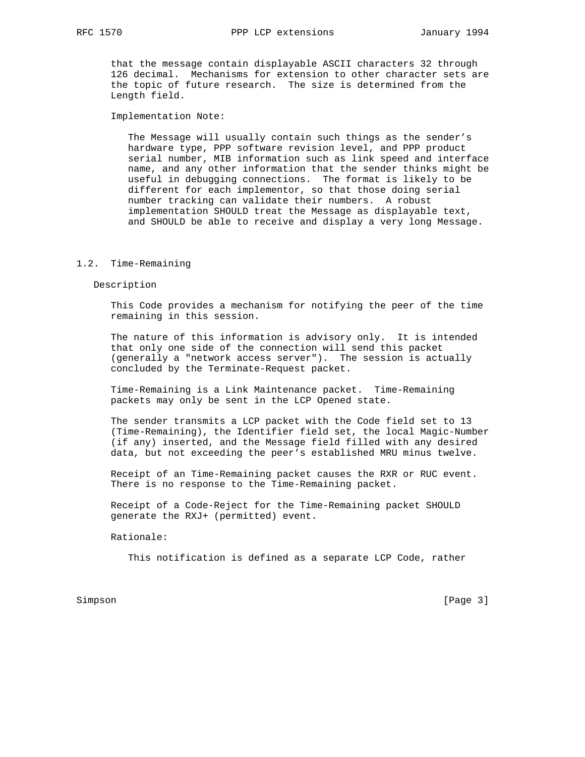that the message contain displayable ASCII characters 32 through 126 decimal. Mechanisms for extension to other character sets are the topic of future research. The size is determined from the Length field.

Implementation Note:

The Message will usually contain such things as the sender's hardware type, PPP software revision level, and PPP product serial number, MIB information such as link speed and interface name, and any other information that the sender thinks might be useful in debugging connections. The format is likely to be different for each implementor, so that those doing serial number tracking can validate their numbers. A robust implementation SHOULD treat the Message as displayable text, and SHOULD be able to receive and display a very long Message.

## 1.2. Time-Remaining

Description

This Code provides a mechanism for notifying the peer of the time remaining in this session.

The nature of this information is advisory only. It is intended that only one side of the connection will send this packet (generally a "network access server"). The session is actually concluded by the Terminate-Request packet.

Time-Remaining is a Link Maintenance packet. Time-Remaining packets may only be sent in the LCP Opened state.

The sender transmits a LCP packet with the Code field set to 13 (Time-Remaining), the Identifier field set, the local Magic-Number (if any) inserted, and the Message field filled with any desired data, but not exceeding the peer's established MRU minus twelve.

Receipt of an Time-Remaining packet causes the RXR or RUC event. There is no response to the Time-Remaining packet.

Receipt of a Code-Reject for the Time-Remaining packet SHOULD generate the RXJ+ (permitted) event.

Rationale:

This notification is defined as a separate LCP Code, rather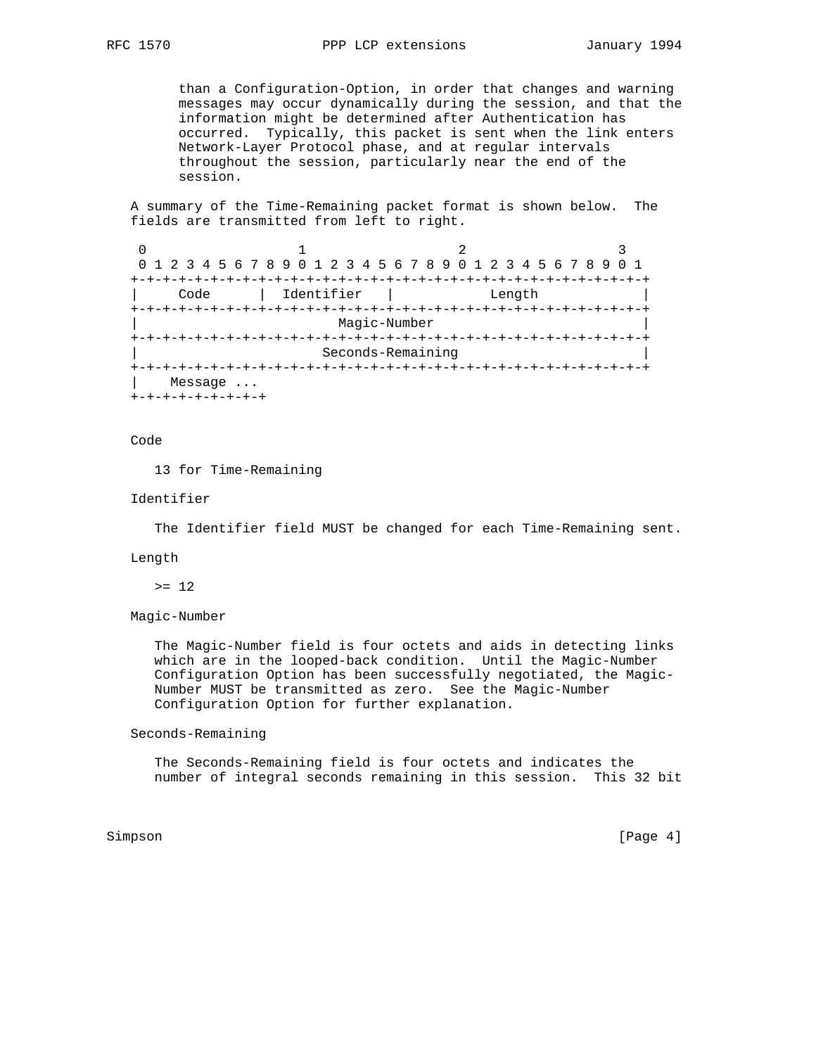than a Configuration-Option, in order that changes and warning messages may occur dynamically during the session, and that the information might be determined after Authentication has occurred. Typically, this packet is sent when the link enters Network-Layer Protocol phase, and at regular intervals throughout the session, particularly near the end of the session.

A summary of the Time-Remaining packet format is shown below. The fields are transmitted from left to right.

```
 0                   1                   2                   3
 0 1 2 3 4 5 6 7 8 9 0 1 2 3 4 5 6 7 8 9 0 1 2 3 4 5 6 7 8 9 0 1
+-+-+-+-+-+-+-+-+-+-+-+-+-+-+-+-+-+-+-+-+-+-+-+-+-+-+-+-+-+-+-+-+
|     Code      |  Identifier   |            Length             |
+-+-+-+-+-+-+-+-+-+-+-+-+-+-+-+-+-+-+-+-+-+-+-+-+-+-+-+-+-+-+-+-+
|                         Magic-Number                          |
+-+-+-+-+-+-+-+-+-+-+-+-+-+-+-+-+-+-+-+-+-+-+-+-+-+-+-+-+-+-+-+-+
|                       Seconds-Remaining                       |
+-+-+-+-+-+-+-+-+-+-+-+-+-+-+-+-+-+-+-+-+-+-+-+-+-+-+-+-+-+-+-+-+
|    Message ...
+-+-+-+-+-+-+-+-+
```

Code

13 for Time-Remaining

Identifier

The Identifier field MUST be changed for each Time-Remaining sent.

Length

>= 12

Magic-Number

The Magic-Number field is four octets and aids in detecting links which are in the looped-back condition. Until the Magic-Number Configuration Option has been successfully negotiated, the Magic-Number MUST be transmitted as zero. See the Magic-Number Configuration Option for further explanation.

Seconds-Remaining

The Seconds-Remaining field is four octets and indicates the number of integral seconds remaining in this session. This 32 bit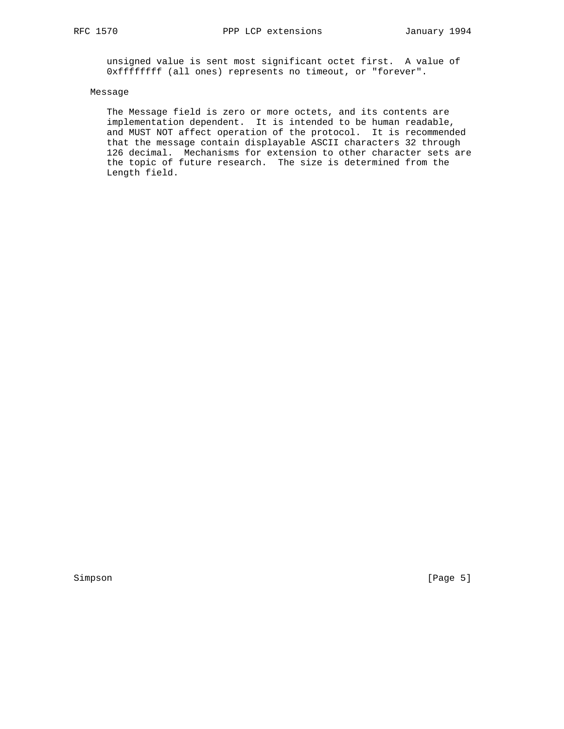unsigned value is sent most significant octet first. A value of 0xffffffff (all ones) represents no timeout, or "forever".

Message

The Message field is zero or more octets, and its contents are implementation dependent. It is intended to be human readable, and MUST NOT affect operation of the protocol. It is recommended that the message contain displayable ASCII characters 32 through 126 decimal. Mechanisms for extension to other character sets are the topic of future research. The size is determined from the Length field.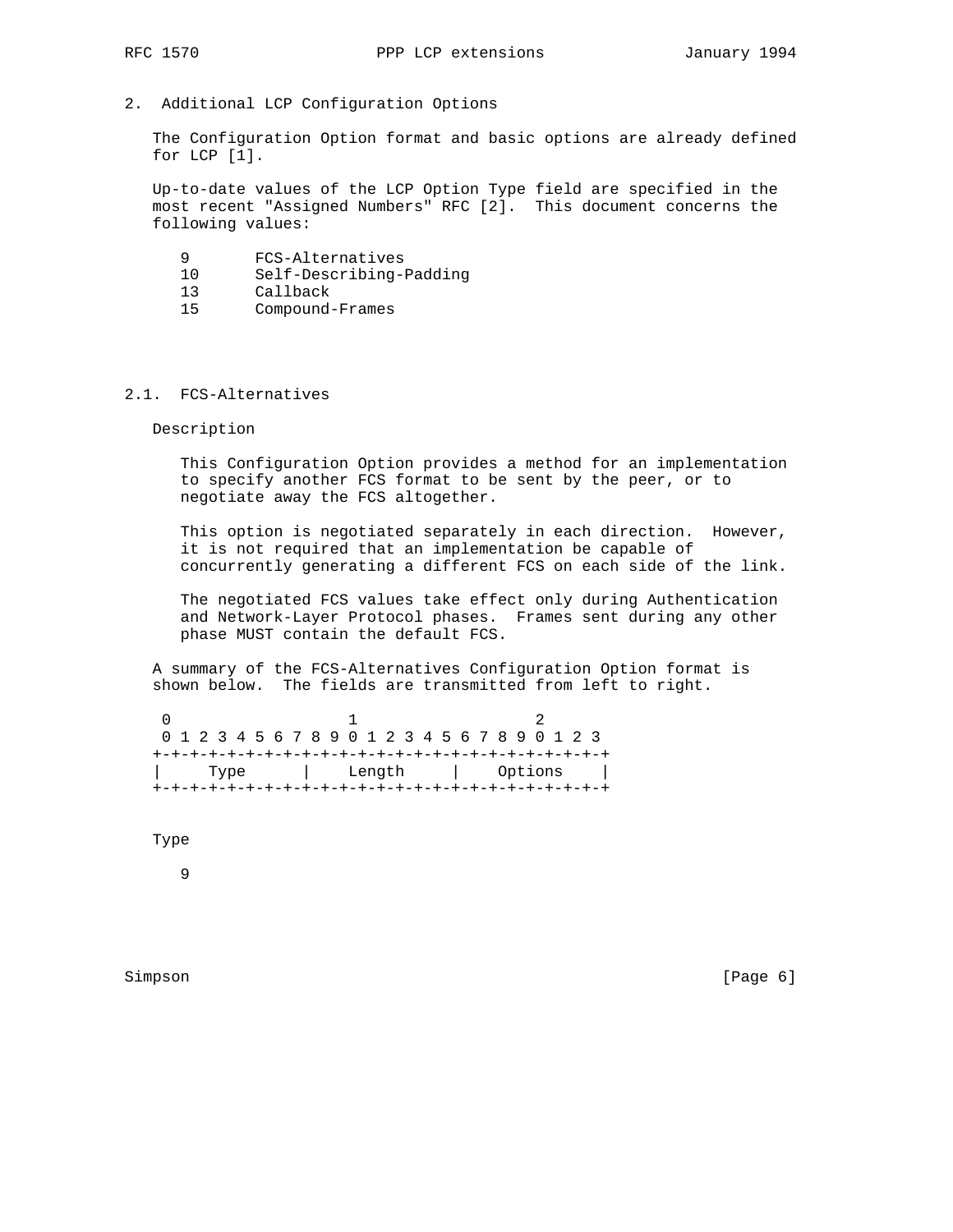## 2. Additional LCP Configuration Options

The Configuration Option format and basic options are already defined for LCP [1].

Up-to-date values of the LCP Option Type field are specified in the most recent "Assigned Numbers" RFC [2]. This document concerns the following values:

```
9       FCS-Alternatives
10      Self-Describing-Padding
13      Callback
15      Compound-Frames
```

### 2.1. FCS-Alternatives

Description

This Configuration Option provides a method for an implementation to specify another FCS format to be sent by the peer, or to negotiate away the FCS altogether.

This option is negotiated separately in each direction. However, it is not required that an implementation be capable of concurrently generating a different FCS on each side of the link.

The negotiated FCS values take effect only during Authentication and Network-Layer Protocol phases. Frames sent during any other phase MUST contain the default FCS.

A summary of the FCS-Alternatives Configuration Option format is shown below. The fields are transmitted from left to right.

```
 0                   1                   2
 0 1 2 3 4 5 6 7 8 9 0 1 2 3 4 5 6 7 8 9 0 1 2 3
+-+-+-+-+-+-+-+-+-+-+-+-+-+-+-+-+-+-+-+-+-+-+-+-+
|     Type      |    Length     |    Options    |
+-+-+-+-+-+-+-+-+-+-+-+-+-+-+-+-+-+-+-+-+-+-+-+-+
```

Type

9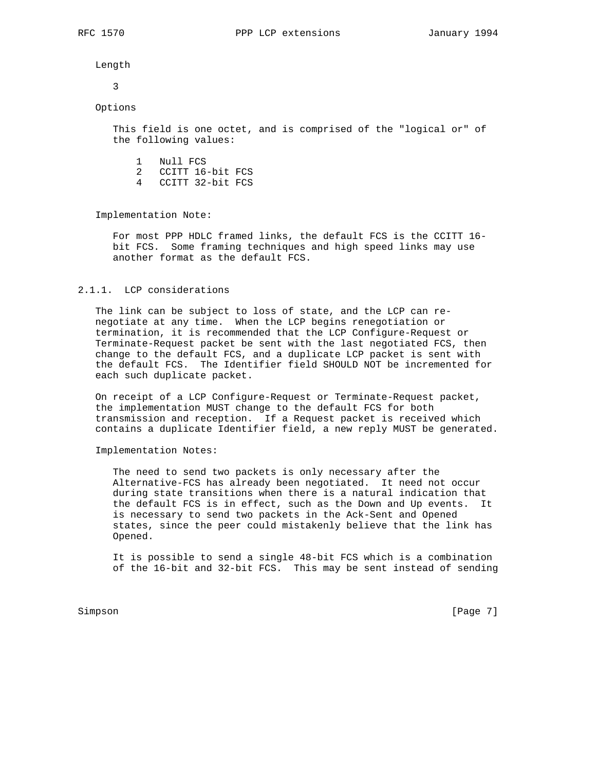Length

3

Options

This field is one octet, and is comprised of the "logical or" of the following values:

```
1   Null FCS
2   CCITT 16-bit FCS
4   CCITT 32-bit FCS
```

Implementation Note:

For most PPP HDLC framed links, the default FCS is the CCITT 16-bit FCS. Some framing techniques and high speed links may use another format as the default FCS.

### 2.1.1. LCP considerations

The link can be subject to loss of state, and the LCP can re-negotiate at any time. When the LCP begins renegotiation or termination, it is recommended that the LCP Configure-Request or Terminate-Request packet be sent with the last negotiated FCS, then change to the default FCS, and a duplicate LCP packet is sent with the default FCS. The Identifier field SHOULD NOT be incremented for each such duplicate packet.

On receipt of a LCP Configure-Request or Terminate-Request packet, the implementation MUST change to the default FCS for both transmission and reception. If a Request packet is received which contains a duplicate Identifier field, a new reply MUST be generated.

Implementation Notes:

The need to send two packets is only necessary after the Alternative-FCS has already been negotiated. It need not occur during state transitions when there is a natural indication that the default FCS is in effect, such as the Down and Up events. It is necessary to send two packets in the Ack-Sent and Opened states, since the peer could mistakenly believe that the link has Opened.

It is possible to send a single 48-bit FCS which is a combination of the 16-bit and 32-bit FCS. This may be sent instead of sending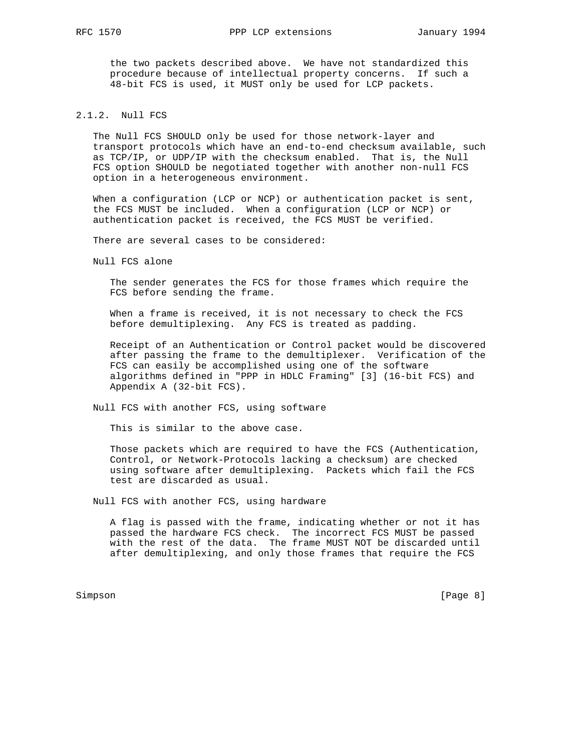the two packets described above. We have not standardized this procedure because of intellectual property concerns. If such a 48-bit FCS is used, it MUST only be used for LCP packets.

### 2.1.2. Null FCS

The Null FCS SHOULD only be used for those network-layer and transport protocols which have an end-to-end checksum available, such as TCP/IP, or UDP/IP with the checksum enabled. That is, the Null FCS option SHOULD be negotiated together with another non-null FCS option in a heterogeneous environment.

When a configuration (LCP or NCP) or authentication packet is sent, the FCS MUST be included. When a configuration (LCP or NCP) or authentication packet is received, the FCS MUST be verified.

There are several cases to be considered:

Null FCS alone

The sender generates the FCS for those frames which require the FCS before sending the frame.

When a frame is received, it is not necessary to check the FCS before demultiplexing. Any FCS is treated as padding.

Receipt of an Authentication or Control packet would be discovered after passing the frame to the demultiplexer. Verification of the FCS can easily be accomplished using one of the software algorithms defined in "PPP in HDLC Framing" [3] (16-bit FCS) and Appendix A (32-bit FCS).

Null FCS with another FCS, using software

This is similar to the above case.

Those packets which are required to have the FCS (Authentication, Control, or Network-Protocols lacking a checksum) are checked using software after demultiplexing. Packets which fail the FCS test are discarded as usual.

Null FCS with another FCS, using hardware

A flag is passed with the frame, indicating whether or not it has passed the hardware FCS check. The incorrect FCS MUST be passed with the rest of the data. The frame MUST NOT be discarded until after demultiplexing, and only those frames that require the FCS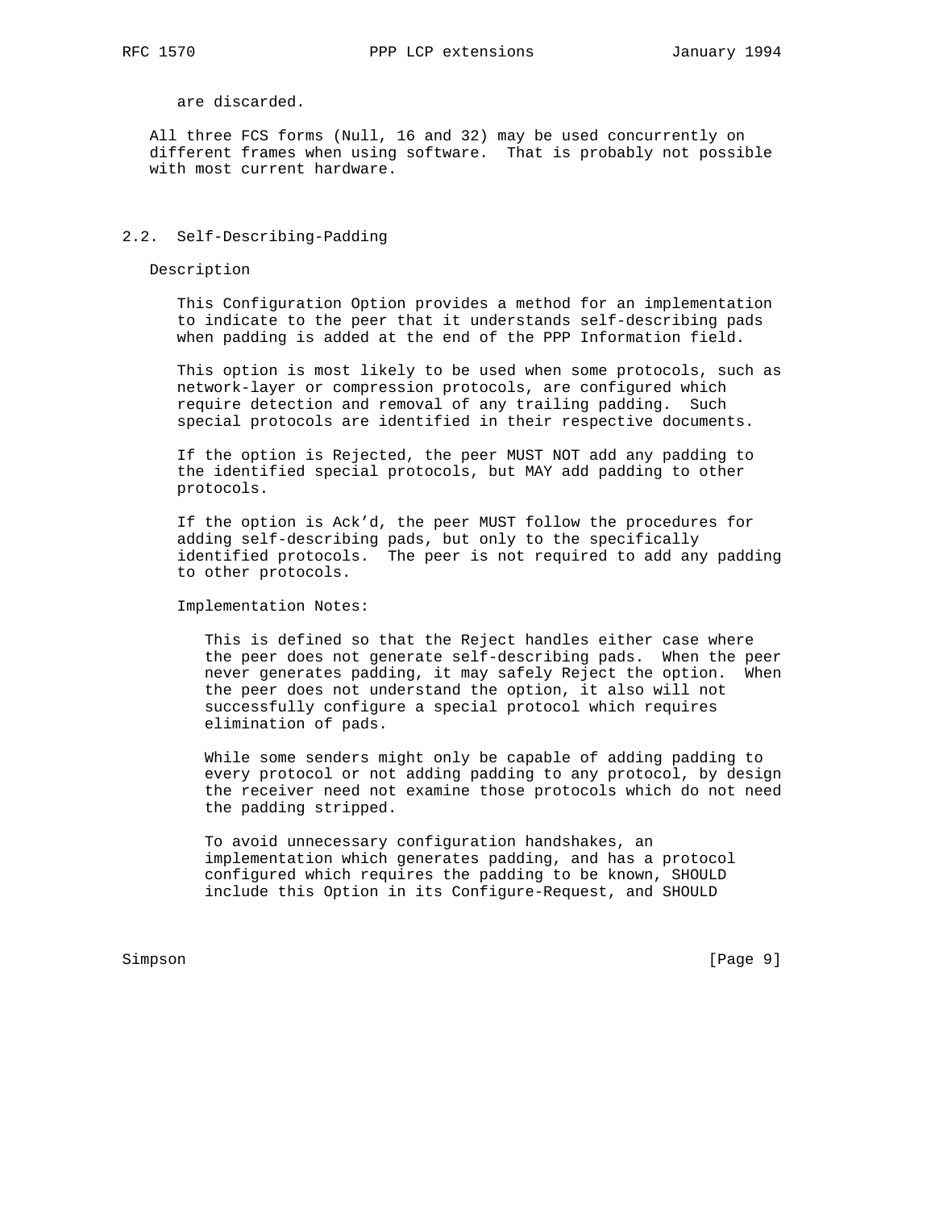are discarded.

All three FCS forms (Null, 16 and 32) may be used concurrently on different frames when using software. That is probably not possible with most current hardware.

## 2.2. Self-Describing-Padding

Description

This Configuration Option provides a method for an implementation to indicate to the peer that it understands self-describing pads when padding is added at the end of the PPP Information field.

This option is most likely to be used when some protocols, such as network-layer or compression protocols, are configured which require detection and removal of any trailing padding. Such special protocols are identified in their respective documents.

If the option is Rejected, the peer MUST NOT add any padding to the identified special protocols, but MAY add padding to other protocols.

If the option is Ack'd, the peer MUST follow the procedures for adding self-describing pads, but only to the specifically identified protocols. The peer is not required to add any padding to other protocols.

Implementation Notes:

This is defined so that the Reject handles either case where the peer does not generate self-describing pads. When the peer never generates padding, it may safely Reject the option. When the peer does not understand the option, it also will not successfully configure a special protocol which requires elimination of pads.

While some senders might only be capable of adding padding to every protocol or not adding padding to any protocol, by design the receiver need not examine those protocols which do not need the padding stripped.

To avoid unnecessary configuration handshakes, an implementation which generates padding, and has a protocol configured which requires the padding to be known, SHOULD include this Option in its Configure-Request, and SHOULD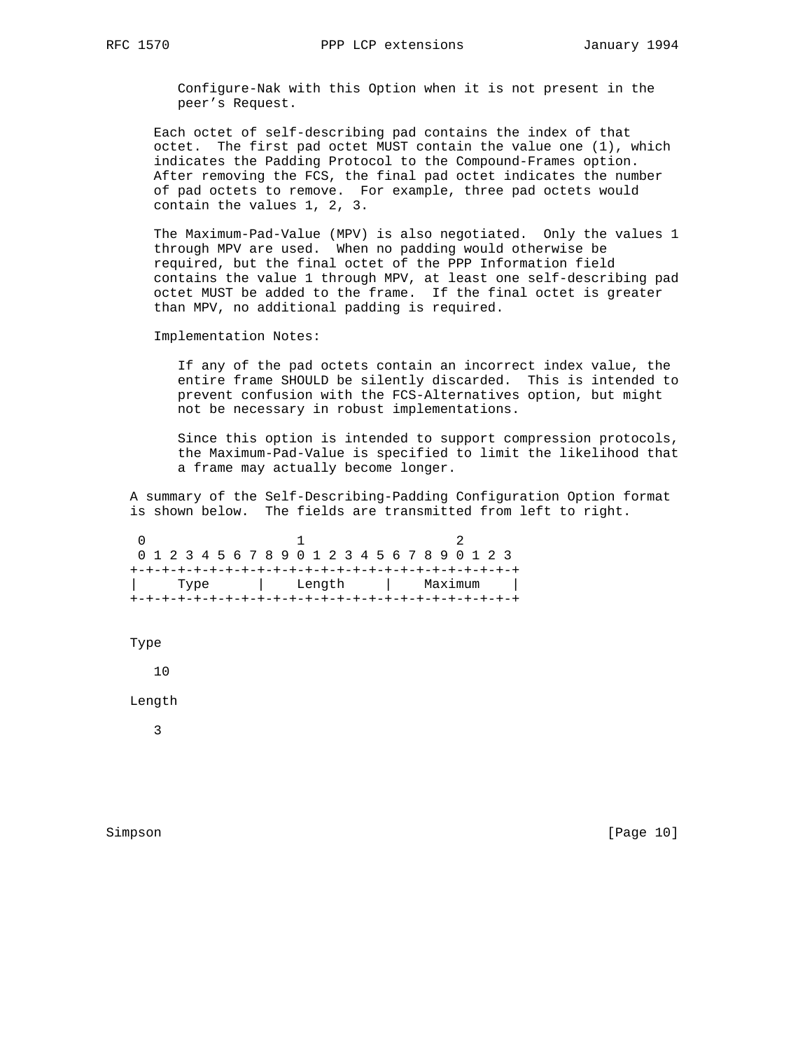Configure-Nak with this Option when it is not present in the peer's Request.

Each octet of self-describing pad contains the index of that octet. The first pad octet MUST contain the value one (1), which indicates the Padding Protocol to the Compound-Frames option. After removing the FCS, the final pad octet indicates the number of pad octets to remove. For example, three pad octets would contain the values 1, 2, 3.

The Maximum-Pad-Value (MPV) is also negotiated. Only the values 1 through MPV are used. When no padding would otherwise be required, but the final octet of the PPP Information field contains the value 1 through MPV, at least one self-describing pad octet MUST be added to the frame. If the final octet is greater than MPV, no additional padding is required.

Implementation Notes:

If any of the pad octets contain an incorrect index value, the entire frame SHOULD be silently discarded. This is intended to prevent confusion with the FCS-Alternatives option, but might not be necessary in robust implementations.

Since this option is intended to support compression protocols, the Maximum-Pad-Value is specified to limit the likelihood that a frame may actually become longer.

A summary of the Self-Describing-Padding Configuration Option format is shown below. The fields are transmitted from left to right.

```
 0                   1                   2
 0 1 2 3 4 5 6 7 8 9 0 1 2 3 4 5 6 7 8 9 0 1 2 3
+-+-+-+-+-+-+-+-+-+-+-+-+-+-+-+-+-+-+-+-+-+-+-+-+
|     Type      |    Length     |    Maximum    |
+-+-+-+-+-+-+-+-+-+-+-+-+-+-+-+-+-+-+-+-+-+-+-+-+
```

Type

10

Length

3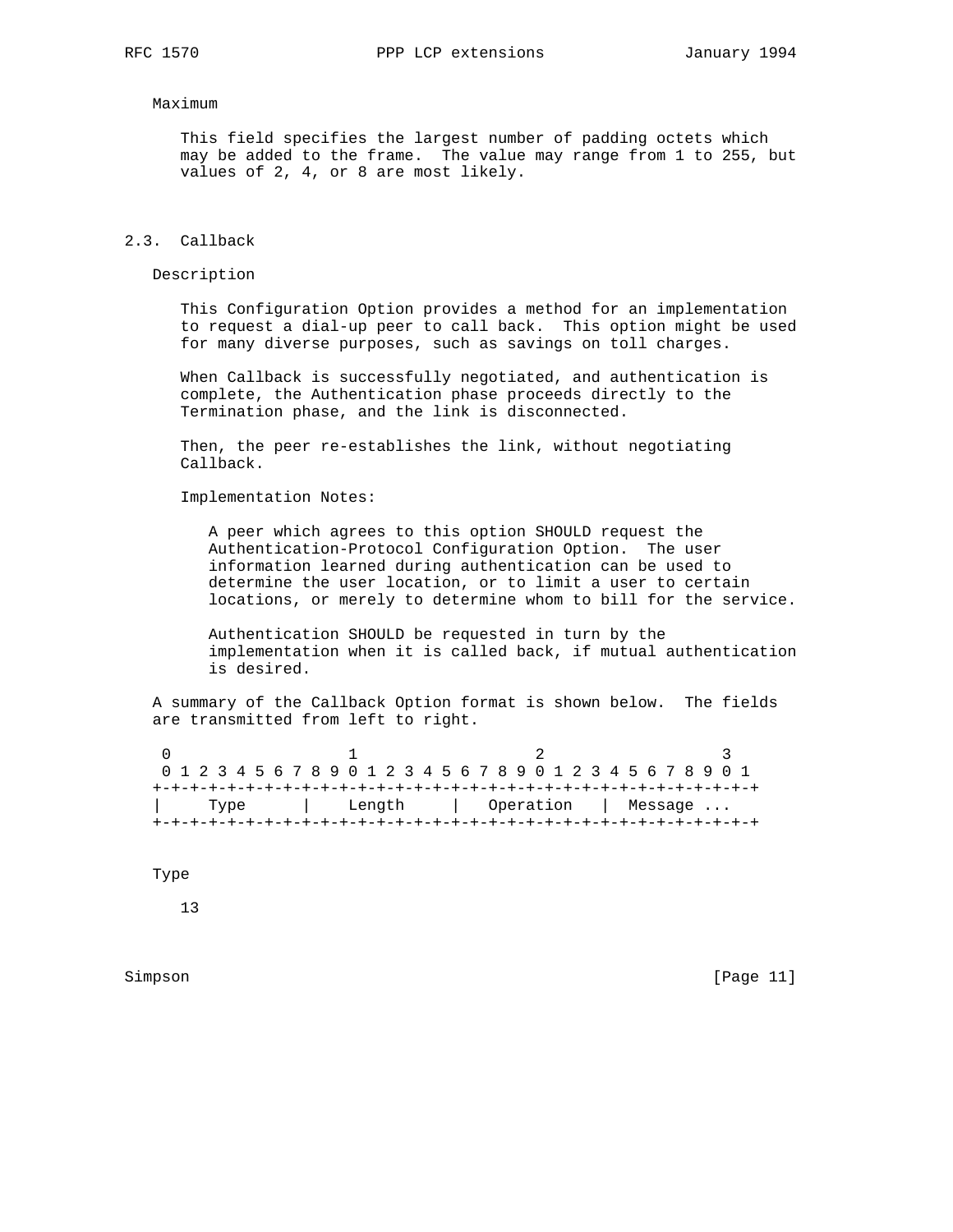Maximum

This field specifies the largest number of padding octets which may be added to the frame. The value may range from 1 to 255, but values of 2, 4, or 8 are most likely.

## 2.3. Callback

Description

This Configuration Option provides a method for an implementation to request a dial-up peer to call back. This option might be used for many diverse purposes, such as savings on toll charges.

When Callback is successfully negotiated, and authentication is complete, the Authentication phase proceeds directly to the Termination phase, and the link is disconnected.

Then, the peer re-establishes the link, without negotiating Callback.

Implementation Notes:

A peer which agrees to this option SHOULD request the Authentication-Protocol Configuration Option. The user information learned during authentication can be used to determine the user location, or to limit a user to certain locations, or merely to determine whom to bill for the service.

Authentication SHOULD be requested in turn by the implementation when it is called back, if mutual authentication is desired.

A summary of the Callback Option format is shown below. The fields are transmitted from left to right.

```
 0                   1                   2                   3
 0 1 2 3 4 5 6 7 8 9 0 1 2 3 4 5 6 7 8 9 0 1 2 3 4 5 6 7 8 9 0 1
+-+-+-+-+-+-+-+-+-+-+-+-+-+-+-+-+-+-+-+-+-+-+-+-+-+-+-+-+-+-+-+-+
|     Type      |    Length     |   Operation   |  Message ...
+-+-+-+-+-+-+-+-+-+-+-+-+-+-+-+-+-+-+-+-+-+-+-+-+-+-+-+-+-+-+-+-+
```

Type

13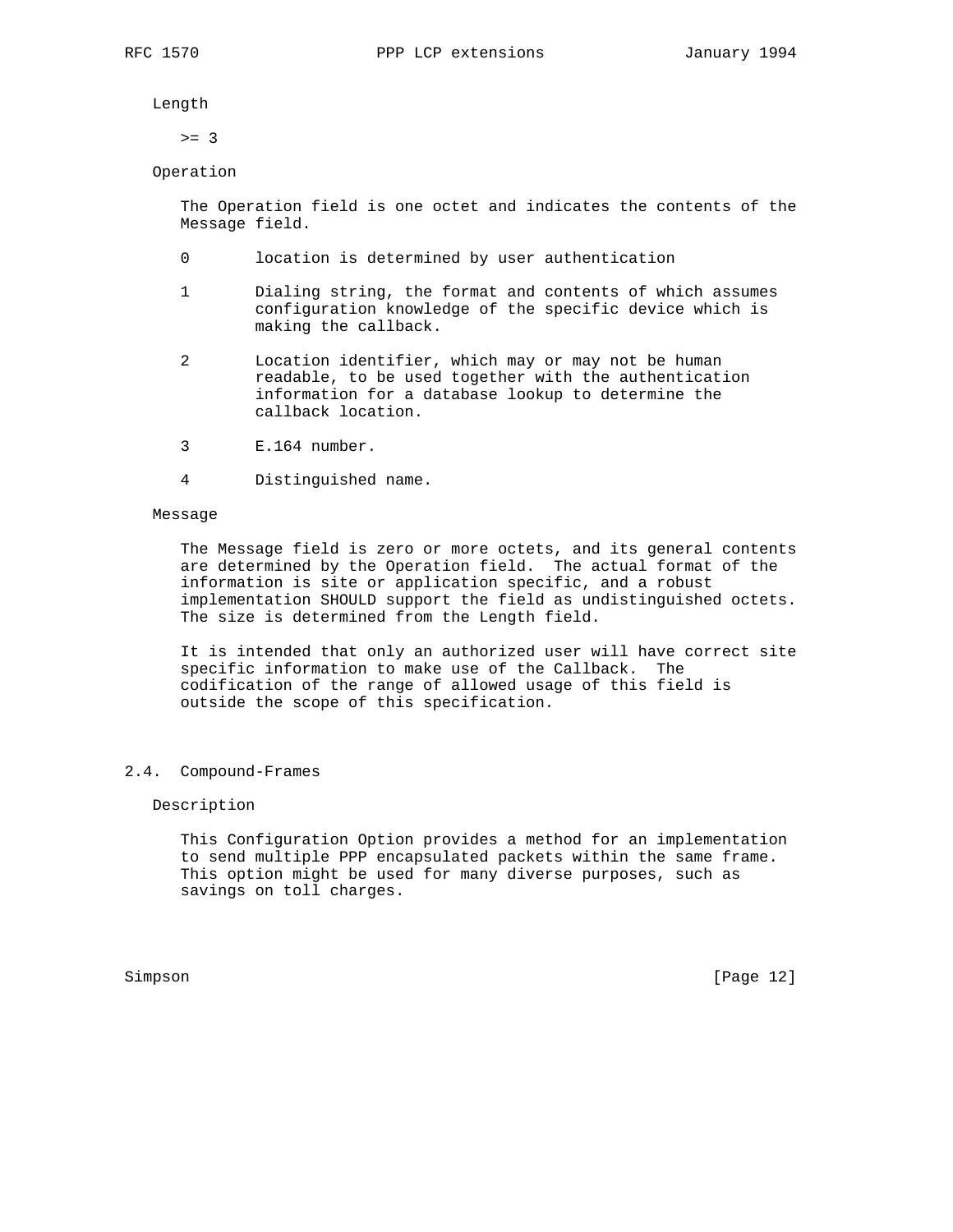Length

>= 3

Operation

The Operation field is one octet and indicates the contents of the Message field.

0 location is determined by user authentication

1 Dialing string, the format and contents of which assumes configuration knowledge of the specific device which is making the callback.

2 Location identifier, which may or may not be human readable, to be used together with the authentication information for a database lookup to determine the callback location.

3 E.164 number.

4 Distinguished name.

Message

The Message field is zero or more octets, and its general contents are determined by the Operation field. The actual format of the information is site or application specific, and a robust implementation SHOULD support the field as undistinguished octets. The size is determined from the Length field.

It is intended that only an authorized user will have correct site specific information to make use of the Callback. The codification of the range of allowed usage of this field is outside the scope of this specification.

## 2.4. Compound-Frames

Description

This Configuration Option provides a method for an implementation to send multiple PPP encapsulated packets within the same frame. This option might be used for many diverse purposes, such as savings on toll charges.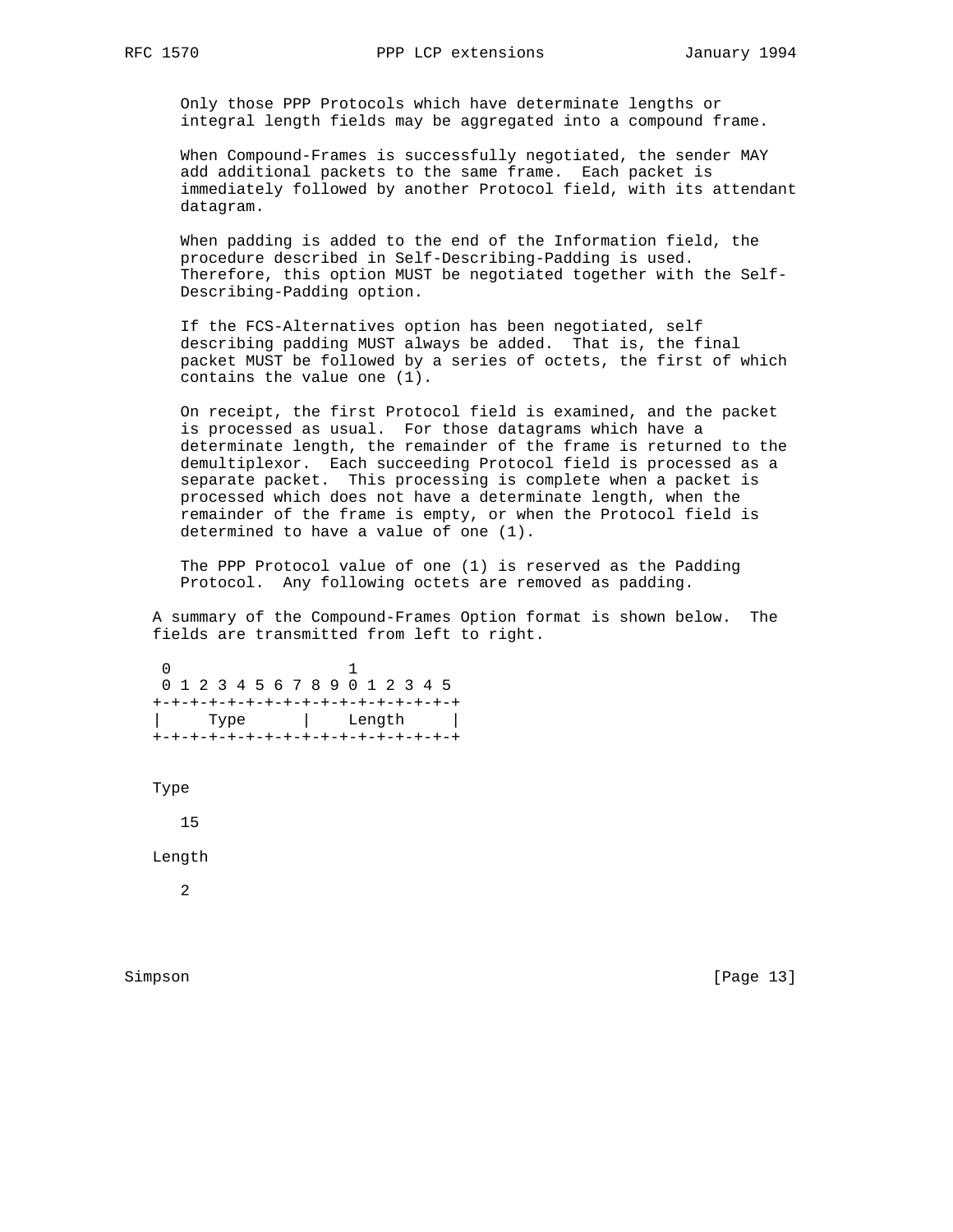Only those PPP Protocols which have determinate lengths or integral length fields may be aggregated into a compound frame.

When Compound-Frames is successfully negotiated, the sender MAY add additional packets to the same frame. Each packet is immediately followed by another Protocol field, with its attendant datagram.

When padding is added to the end of the Information field, the procedure described in Self-Describing-Padding is used. Therefore, this option MUST be negotiated together with the Self-Describing-Padding option.

If the FCS-Alternatives option has been negotiated, self describing padding MUST always be added. That is, the final packet MUST be followed by a series of octets, the first of which contains the value one (1).

On receipt, the first Protocol field is examined, and the packet is processed as usual. For those datagrams which have a determinate length, the remainder of the frame is returned to the demultiplexor. Each succeeding Protocol field is processed as a separate packet. This processing is complete when a packet is processed which does not have a determinate length, when the remainder of the frame is empty, or when the Protocol field is determined to have a value of one (1).

The PPP Protocol value of one (1) is reserved as the Padding Protocol. Any following octets are removed as padding.

A summary of the Compound-Frames Option format is shown below. The fields are transmitted from left to right.

```
 0                   1
 0 1 2 3 4 5 6 7 8 9 0 1 2 3 4 5
+-+-+-+-+-+-+-+-+-+-+-+-+-+-+-+-+
|     Type      |    Length     |
+-+-+-+-+-+-+-+-+-+-+-+-+-+-+-+-+
```

Type

15

Length

2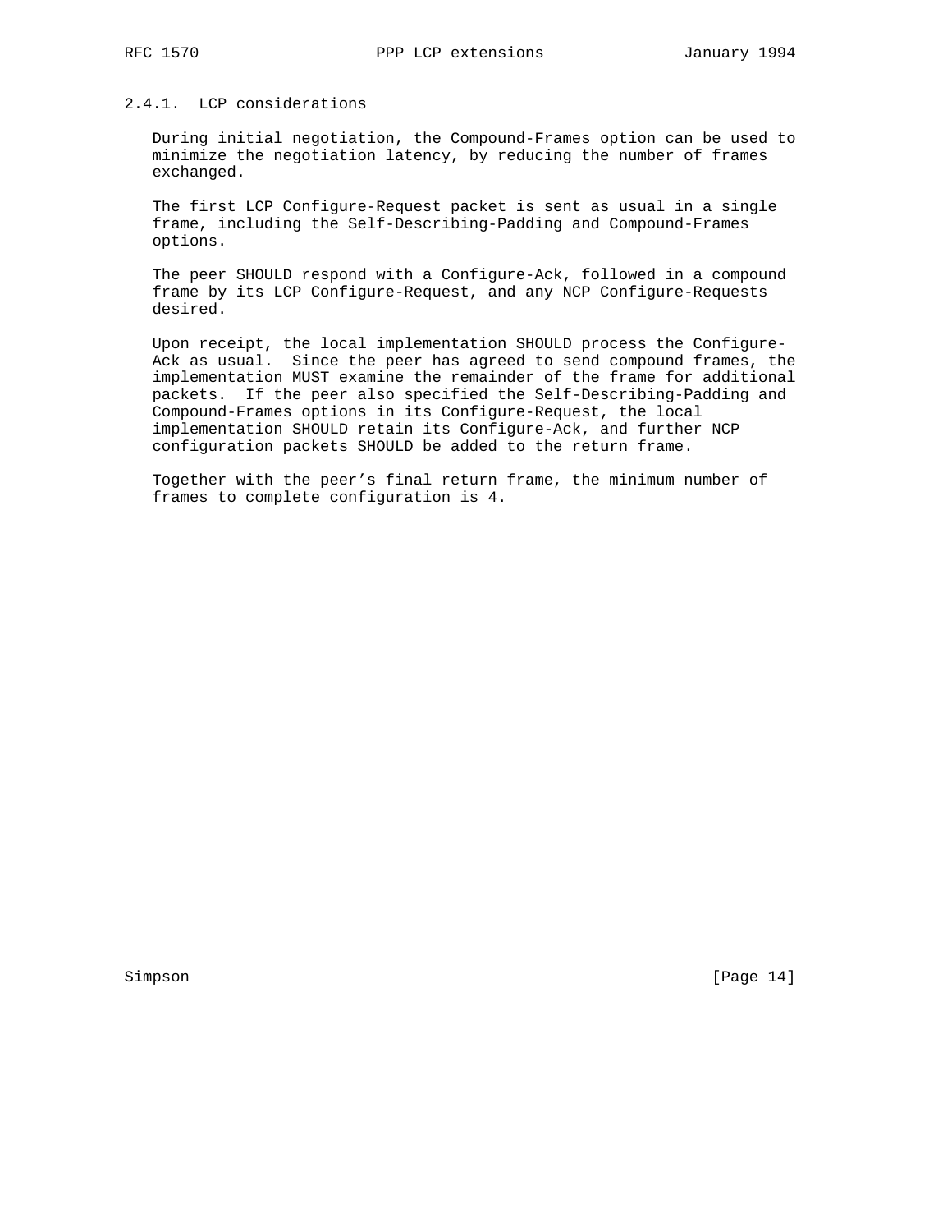### 2.4.1. LCP considerations

During initial negotiation, the Compound-Frames option can be used to minimize the negotiation latency, by reducing the number of frames exchanged.

The first LCP Configure-Request packet is sent as usual in a single frame, including the Self-Describing-Padding and Compound-Frames options.

The peer SHOULD respond with a Configure-Ack, followed in a compound frame by its LCP Configure-Request, and any NCP Configure-Requests desired.

Upon receipt, the local implementation SHOULD process the Configure-Ack as usual. Since the peer has agreed to send compound frames, the implementation MUST examine the remainder of the frame for additional packets. If the peer also specified the Self-Describing-Padding and Compound-Frames options in its Configure-Request, the local implementation SHOULD retain its Configure-Ack, and further NCP configuration packets SHOULD be added to the return frame.

Together with the peer's final return frame, the minimum number of frames to complete configuration is 4.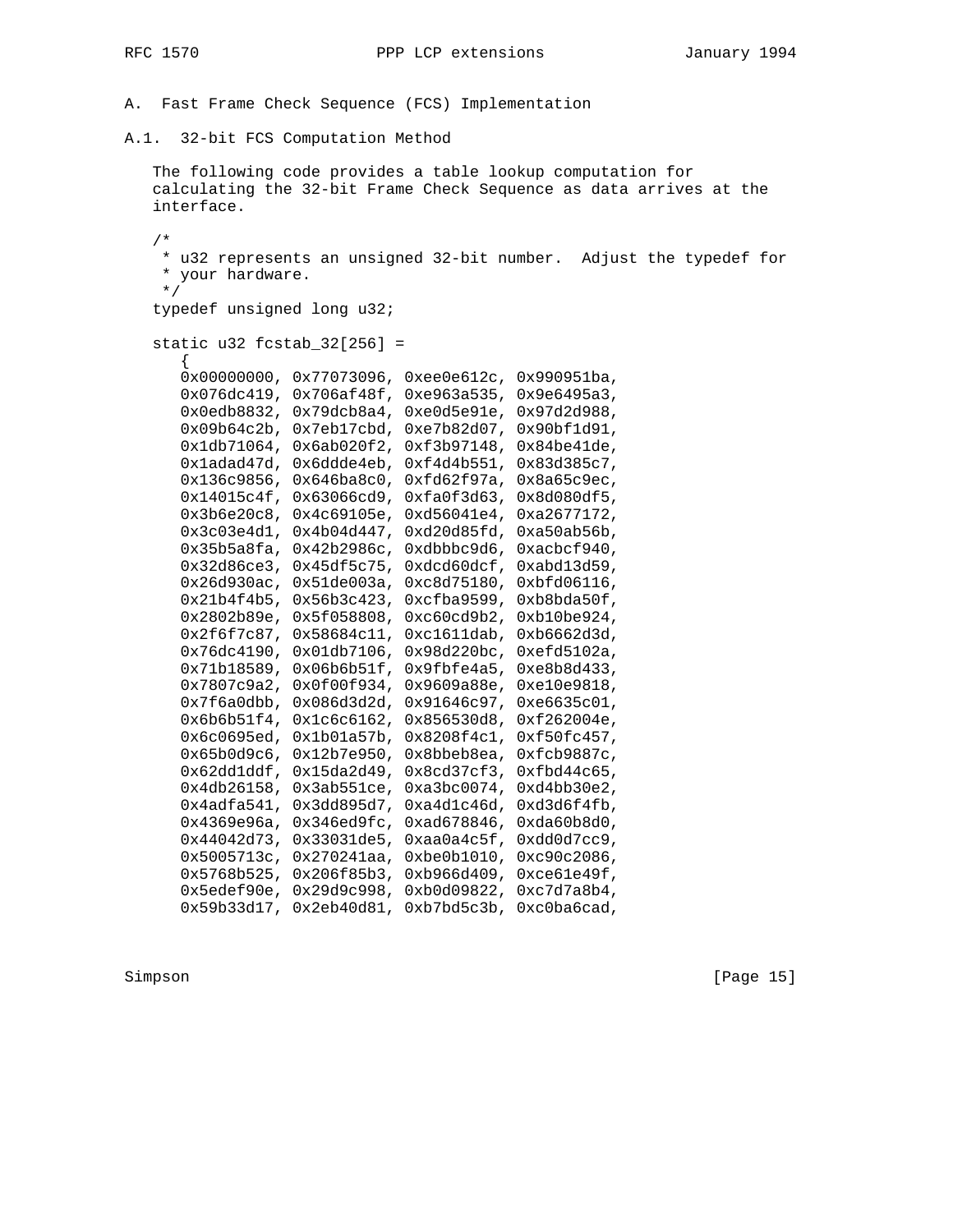# A. Fast Frame Check Sequence (FCS) Implementation

## A.1. 32-bit FCS Computation Method

The following code provides a table lookup computation for calculating the 32-bit Frame Check Sequence as data arrives at the interface.

```
/*
 * u32 represents an unsigned 32-bit number.  Adjust the typedef for
 * your hardware.
 */
typedef unsigned long u32;

static u32 fcstab_32[256] =
   {
   0x00000000, 0x77073096, 0xee0e612c, 0x990951ba,
   0x076dc419, 0x706af48f, 0xe963a535, 0x9e6495a3,
   0x0edb8832, 0x79dcb8a4, 0xe0d5e91e, 0x97d2d988,
   0x09b64c2b, 0x7eb17cbd, 0xe7b82d07, 0x90bf1d91,
   0x1db71064, 0x6ab020f2, 0xf3b97148, 0x84be41de,
   0x1adad47d, 0x6ddde4eb, 0xf4d4b551, 0x83d385c7,
   0x136c9856, 0x646ba8c0, 0xfd62f97a, 0x8a65c9ec,
   0x14015c4f, 0x63066cd9, 0xfa0f3d63, 0x8d080df5,
   0x3b6e20c8, 0x4c69105e, 0xd56041e4, 0xa2677172,
   0x3c03e4d1, 0x4b04d447, 0xd20d85fd, 0xa50ab56b,
   0x35b5a8fa, 0x42b2986c, 0xdbbbc9d6, 0xacbcf940,
   0x32d86ce3, 0x45df5c75, 0xdcd60dcf, 0xabd13d59,
   0x26d930ac, 0x51de003a, 0xc8d75180, 0xbfd06116,
   0x21b4f4b5, 0x56b3c423, 0xcfba9599, 0xb8bda50f,
   0x2802b89e, 0x5f058808, 0xc60cd9b2, 0xb10be924,
   0x2f6f7c87, 0x58684c11, 0xc1611dab, 0xb6662d3d,
   0x76dc4190, 0x01db7106, 0x98d220bc, 0xefd5102a,
   0x71b18589, 0x06b6b51f, 0x9fbfe4a5, 0xe8b8d433,
   0x7807c9a2, 0x0f00f934, 0x9609a88e, 0xe10e9818,
   0x7f6a0dbb, 0x086d3d2d, 0x91646c97, 0xe6635c01,
   0x6b6b51f4, 0x1c6c6162, 0x856530d8, 0xf262004e,
   0x6c0695ed, 0x1b01a57b, 0x8208f4c1, 0xf50fc457,
   0x65b0d9c6, 0x12b7e950, 0x8bbeb8ea, 0xfcb9887c,
   0x62dd1ddf, 0x15da2d49, 0x8cd37cf3, 0xfbd44c65,
   0x4db26158, 0x3ab551ce, 0xa3bc0074, 0xd4bb30e2,
   0x4adfa541, 0x3dd895d7, 0xa4d1c46d, 0xd3d6f4fb,
   0x4369e96a, 0x346ed9fc, 0xad678846, 0xda60b8d0,
   0x44042d73, 0x33031de5, 0xaa0a4c5f, 0xdd0d7cc9,
   0x5005713c, 0x270241aa, 0xbe0b1010, 0xc90c2086,
   0x5768b525, 0x206f85b3, 0xb966d409, 0xce61e49f,
   0x5edef90e, 0x29d9c998, 0xb0d09822, 0xc7d7a8b4,
   0x59b33d17, 0x2eb40d81, 0xb7bd5c3b, 0xc0ba6cad,
```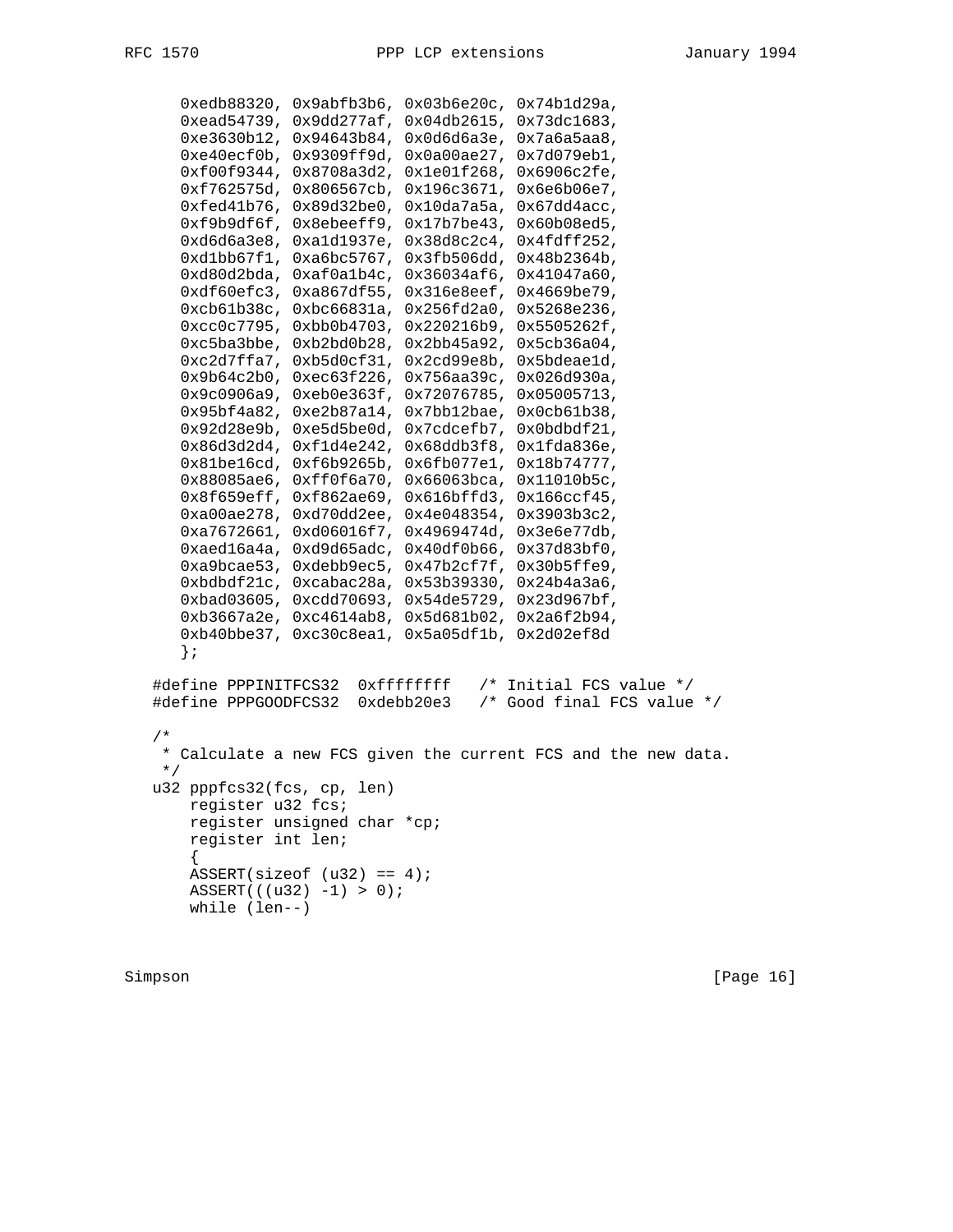```
      0xedb88320, 0x9abfb3b6, 0x03b6e20c, 0x74b1d29a,
      0xead54739, 0x9dd277af, 0x04db2615, 0x73dc1683,
      0xe3630b12, 0x94643b84, 0x0d6d6a3e, 0x7a6a5aa8,
      0xe40ecf0b, 0x9309ff9d, 0x0a00ae27, 0x7d079eb1,
      0xf00f9344, 0x8708a3d2, 0x1e01f268, 0x6906c2fe,
      0xf762575d, 0x806567cb, 0x196c3671, 0x6e6b06e7,
      0xfed41b76, 0x89d32be0, 0x10da7a5a, 0x67dd4acc,
      0xf9b9df6f, 0x8ebeeff9, 0x17b7be43, 0x60b08ed5,
      0xd6d6a3e8, 0xa1d1937e, 0x38d8c2c4, 0x4fdff252,
      0xd1bb67f1, 0xa6bc5767, 0x3fb506dd, 0x48b2364b,
      0xd80d2bda, 0xaf0a1b4c, 0x36034af6, 0x41047a60,
      0xdf60efc3, 0xa867df55, 0x316e8eef, 0x4669be79,
      0xcb61b38c, 0xbc66831a, 0x256fd2a0, 0x5268e236,
      0xcc0c7795, 0xbb0b4703, 0x220216b9, 0x5505262f,
      0xc5ba3bbe, 0xb2bd0b28, 0x2bb45a92, 0x5cb36a04,
      0xc2d7ffa7, 0xb5d0cf31, 0x2cd99e8b, 0x5bdeae1d,
      0x9b64c2b0, 0xec63f226, 0x756aa39c, 0x026d930a,
      0x9c0906a9, 0xeb0e363f, 0x72076785, 0x05005713,
      0x95bf4a82, 0xe2b87a14, 0x7bb12bae, 0x0cb61b38,
      0x92d28e9b, 0xe5d5be0d, 0x7cdcefb7, 0x0bdbdf21,
      0x86d3d2d4, 0xf1d4e242, 0x68ddb3f8, 0x1fda836e,
      0x81be16cd, 0xf6b9265b, 0x6fb077e1, 0x18b74777,
      0x88085ae6, 0xff0f6a70, 0x66063bca, 0x11010b5c,
      0x8f659eff, 0xf862ae69, 0x616bffd3, 0x166ccf45,
      0xa00ae278, 0xd70dd2ee, 0x4e048354, 0x3903b3c2,
      0xa7672661, 0xd06016f7, 0x4969474d, 0x3e6e77db,
      0xaed16a4a, 0xd9d65adc, 0x40df0b66, 0x37d83bf0,
      0xa9bcae53, 0xdebb9ec5, 0x47b2cf7f, 0x30b5ffe9,
      0xbdbdf21c, 0xcabac28a, 0x53b39330, 0x24b4a3a6,
      0xbad03605, 0xcdd70693, 0x54de5729, 0x23d967bf,
      0xb3667a2e, 0xc4614ab8, 0x5d681b02, 0x2a6f2b94,
      0xb40bbe37, 0xc30c8ea1, 0x5a05df1b, 0x2d02ef8d
      };

   #define PPPINITFCS32  0xffffffff   /* Initial FCS value */
   #define PPPGOODFCS32  0xdebb20e3   /* Good final FCS value */

   /*
    * Calculate a new FCS given the current FCS and the new data.
    */
   u32 pppfcs32(fcs, cp, len)
       register u32 fcs;
       register unsigned char *cp;
       register int len;
       {
       ASSERT(sizeof (u32) == 4);
       ASSERT(((u32) -1) > 0);
       while (len--)
```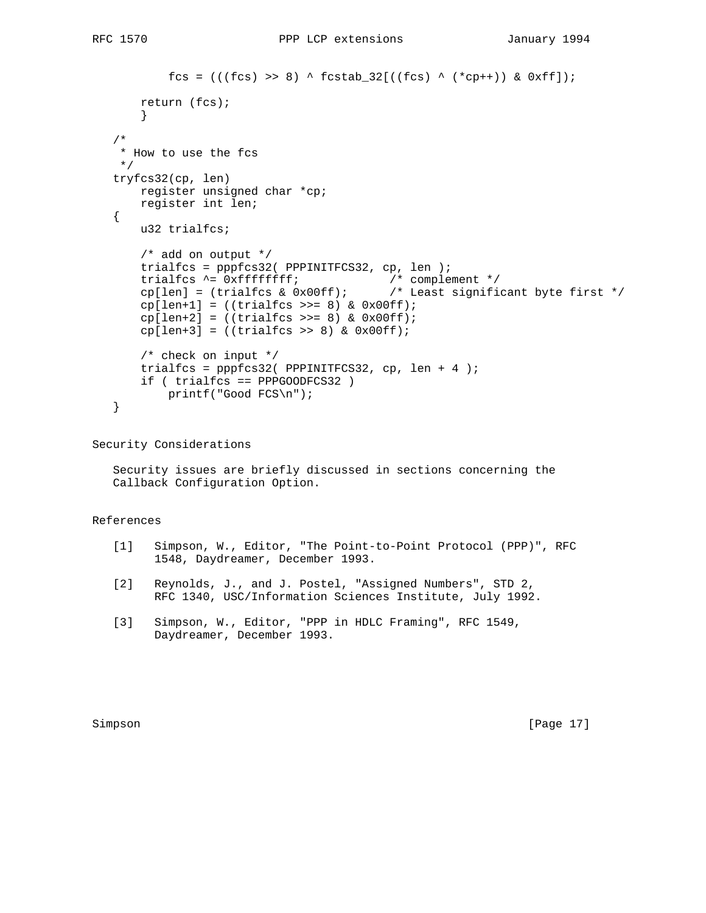```
            fcs = (((fcs) >> 8) ^ fcstab_32[((fcs) ^ (*cp++)) & 0xff]);

        return (fcs);
        }

   /*
    * How to use the fcs
    */
   tryfcs32(cp, len)
       register unsigned char *cp;
       register int len;
   {
       u32 trialfcs;

       /* add on output */
       trialfcs = pppfcs32( PPPINITFCS32, cp, len );
       trialfcs ^= 0xffffffff;             /* complement */
       cp[len] = (trialfcs & 0x00ff);      /* Least significant byte first */
       cp[len+1] = ((trialfcs >>= 8) & 0x00ff);
       cp[len+2] = ((trialfcs >>= 8) & 0x00ff);
       cp[len+3] = ((trialfcs >> 8) & 0x00ff);

       /* check on input */
       trialfcs = pppfcs32( PPPINITFCS32, cp, len + 4 );
       if ( trialfcs == PPPGOODFCS32 )
           printf("Good FCS\n");
   }
```

## Security Considerations

Security issues are briefly discussed in sections concerning the Callback Configuration Option.

## References

[1] Simpson, W., Editor, "The Point-to-Point Protocol (PPP)", RFC 1548, Daydreamer, December 1993.

[2] Reynolds, J., and J. Postel, "Assigned Numbers", STD 2, RFC 1340, USC/Information Sciences Institute, July 1992.

[3] Simpson, W., Editor, "PPP in HDLC Framing", RFC 1549, Daydreamer, December 1993.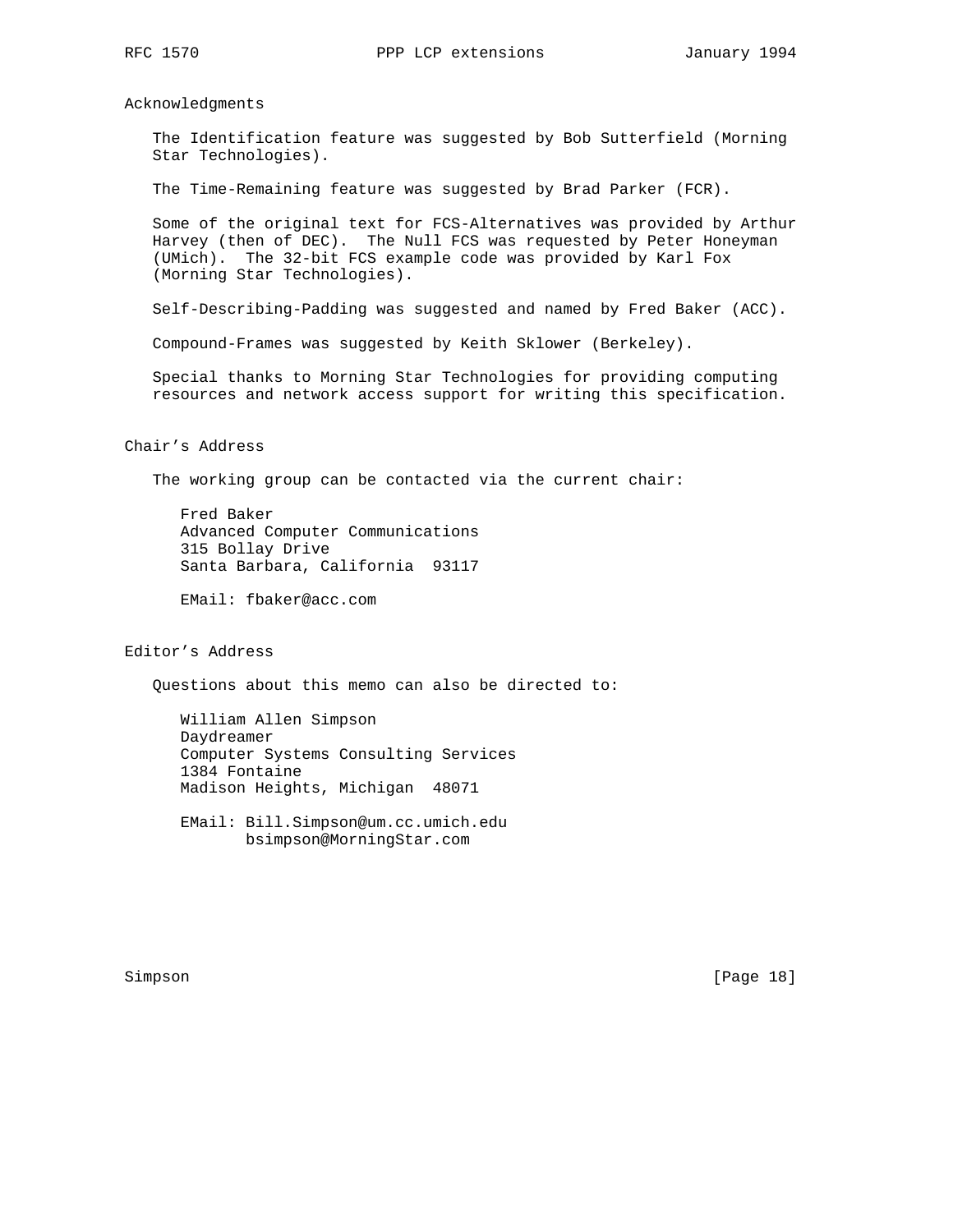## Acknowledgments

The Identification feature was suggested by Bob Sutterfield (Morning Star Technologies).

The Time-Remaining feature was suggested by Brad Parker (FCR).

Some of the original text for FCS-Alternatives was provided by Arthur Harvey (then of DEC). The Null FCS was requested by Peter Honeyman (UMich). The 32-bit FCS example code was provided by Karl Fox (Morning Star Technologies).

Self-Describing-Padding was suggested and named by Fred Baker (ACC).

Compound-Frames was suggested by Keith Sklower (Berkeley).

Special thanks to Morning Star Technologies for providing computing resources and network access support for writing this specification.

## Chair's Address

The working group can be contacted via the current chair:

Fred Baker
Advanced Computer Communications
315 Bollay Drive
Santa Barbara, California 93117

EMail: fbaker@acc.com

## Editor's Address

Questions about this memo can also be directed to:

William Allen Simpson
Daydreamer
Computer Systems Consulting Services
1384 Fontaine
Madison Heights, Michigan 48071

EMail: Bill.Simpson@um.cc.umich.edu
bsimpson@MorningStar.com